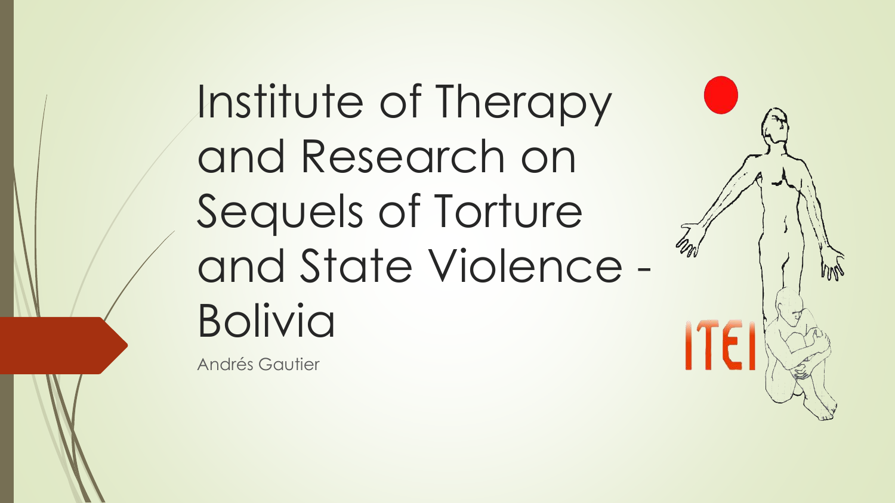# Institute of Therapy and Research on Sequels of Torture and State Violence - Bolivia

Andrés Gautier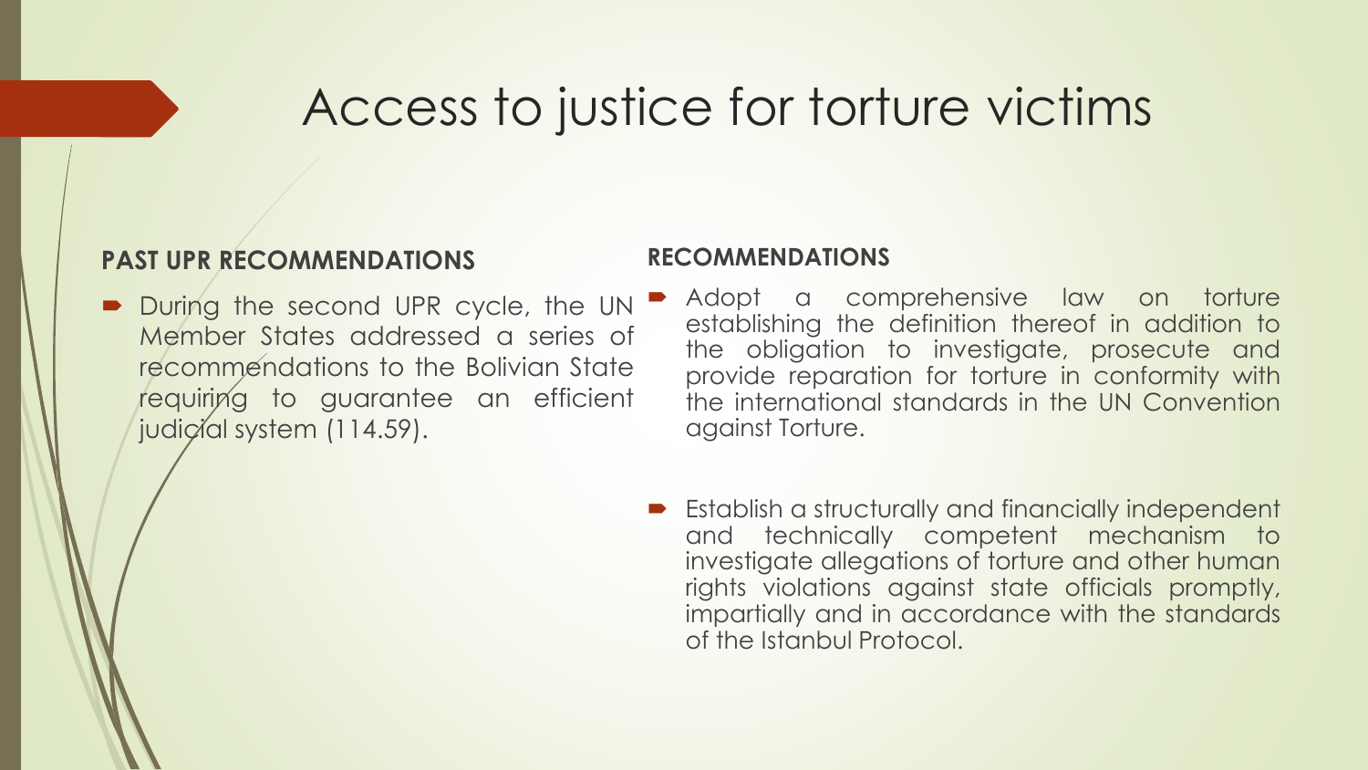# Access to justice for torture victims

**PAST UPR RECOMMENDATIONS**

- During the second UPR cycle, the UN Member States addressed a series of recommendations to the Bolivian State requiring to guarantee an efficient judicial system (114.59).

**RECOMMENDATIONS**

- Adopt a comprehensive law on torture establishing the definition thereof in addition to the obligation to investigate, prosecute and provide reparation for torture in conformity with the international standards in the UN Convention against Torture.

- Establish a structurally and financially independent and technically competent mechanism to investigate allegations of torture and other human rights violations against state officials promptly, impartially and in accordance with the standards of the Istanbul Protocol.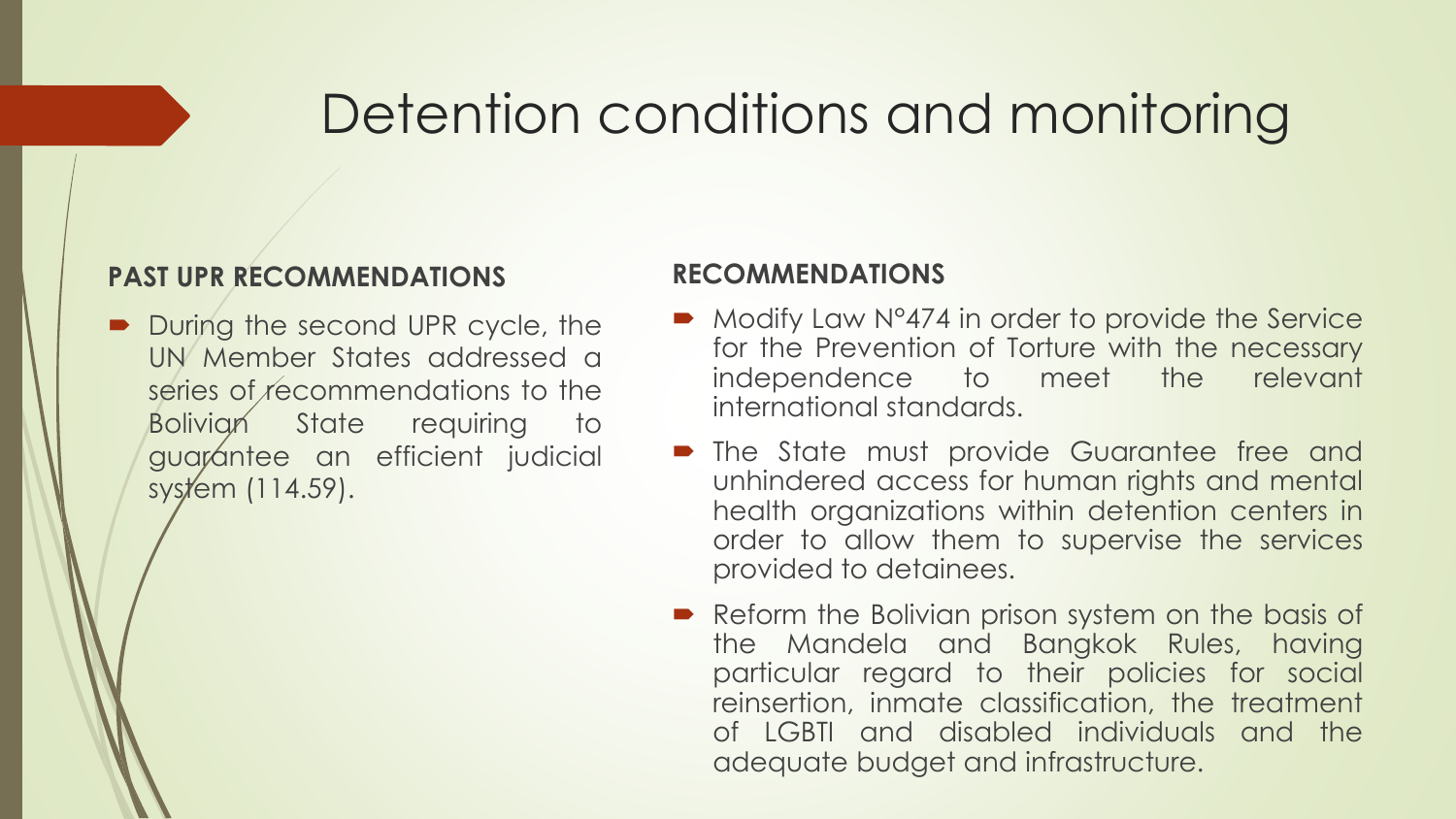# Detention conditions and monitoring

**PAST UPR RECOMMENDATIONS**

- During the second UPR cycle, the UN Member States addressed a series of recommendations to the Bolivian State requiring to guarantee an efficient judicial system (114.59).

**RECOMMENDATIONS**

- Modify Law N°474 in order to provide the Service for the Prevention of Torture with the necessary independence to meet the relevant international standards.
- The State must provide Guarantee free and unhindered access for human rights and mental health organizations within detention centers in order to allow them to supervise the services provided to detainees.
- Reform the Bolivian prison system on the basis of the Mandela and Bangkok Rules, having particular regard to their policies for social reinsertion, inmate classification, the treatment of LGBTI and disabled individuals and the adequate budget and infrastructure.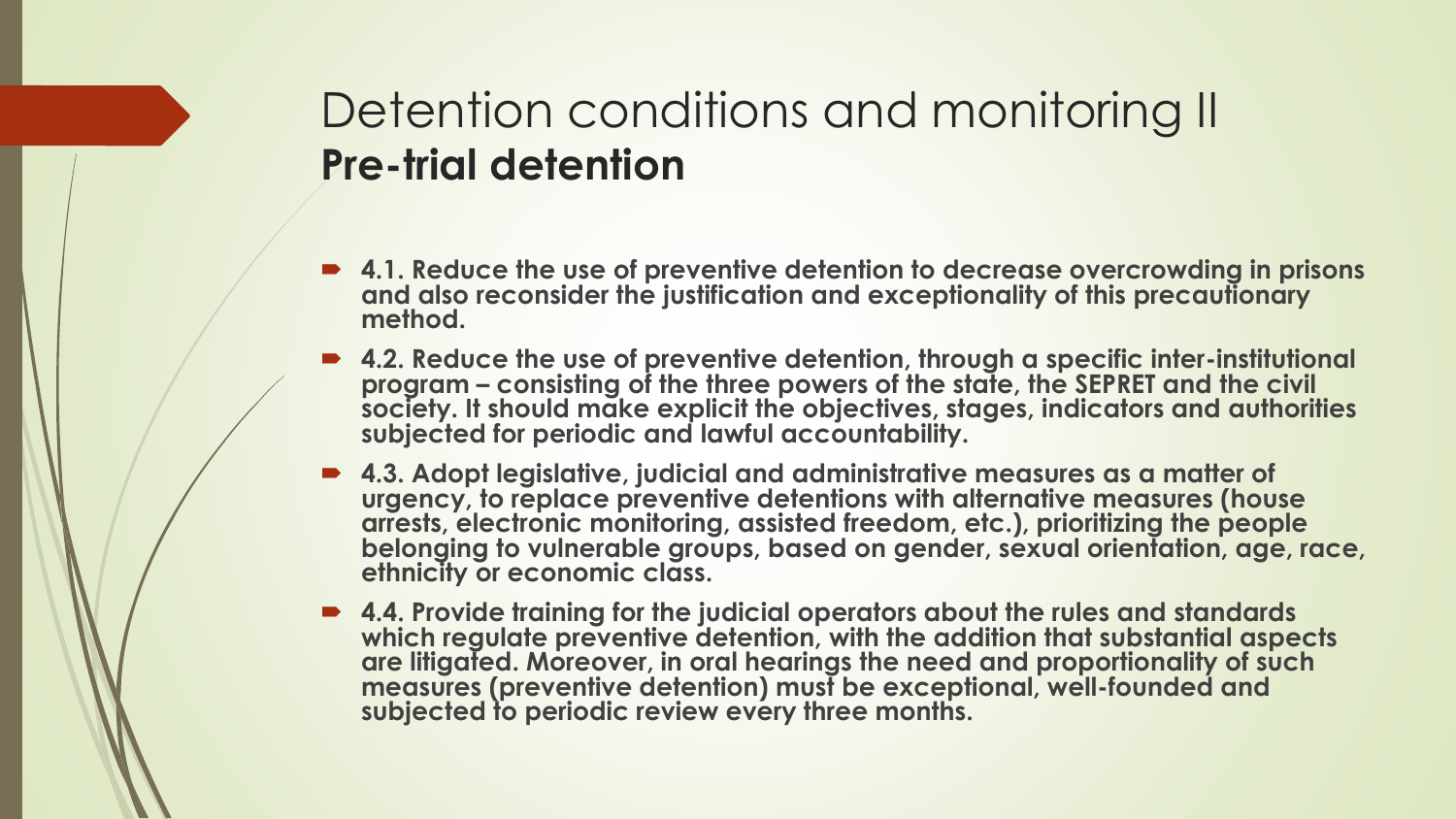# Detention conditions and monitoring II
## **Pre-trial detention**

- **4.1. Reduce the use of preventive detention to decrease overcrowding in prisons and also reconsider the justification and exceptionality of this precautionary method.**
- **4.2. Reduce the use of preventive detention, through a specific inter-institutional program – consisting of the three powers of the state, the SEPRET and the civil society. It should make explicit the objectives, stages, indicators and authorities subjected for periodic and lawful accountability.**
- **4.3. Adopt legislative, judicial and administrative measures as a matter of urgency, to replace preventive detentions with alternative measures (house arrests, electronic monitoring, assisted freedom, etc.), prioritizing the people belonging to vulnerable groups, based on gender, sexual orientation, age, race, ethnicity or economic class.**
- **4.4. Provide training for the judicial operators about the rules and standards which regulate preventive detention, with the addition that substantial aspects are litigated. Moreover, in oral hearings the need and proportionality of such measures (preventive detention) must be exceptional, well-founded and subjected to periodic review every three months.**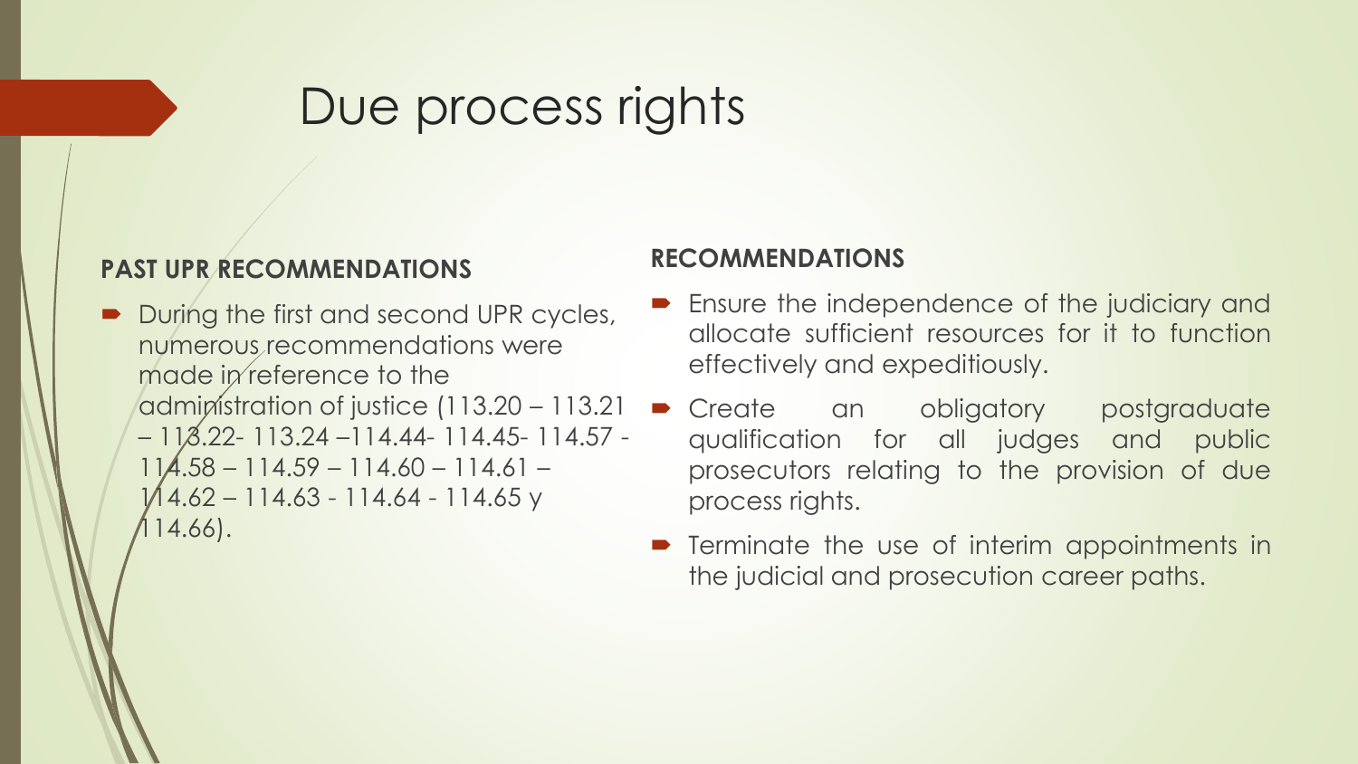# Due process rights

**PAST UPR RECOMMENDATIONS**

- During the first and second UPR cycles, numerous recommendations were made in reference to the administration of justice (113.20 – 113.21 – 113.22- 113.24 –114.44- 114.45- 114.57 - 114.58 – 114.59 – 114.60 – 114.61 – 114.62 – 114.63 - 114.64 - 114.65 y 114.66).

**RECOMMENDATIONS**

- Ensure the independence of the judiciary and allocate sufficient resources for it to function effectively and expeditiously.
- Create an obligatory postgraduate qualification for all judges and public prosecutors relating to the provision of due process rights.
- Terminate the use of interim appointments in the judicial and prosecution career paths.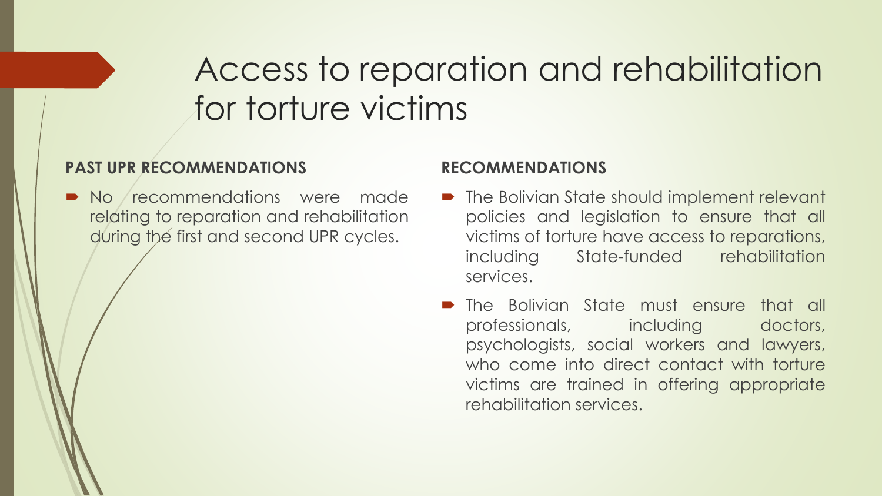# Access to reparation and rehabilitation for torture victims

**PAST UPR RECOMMENDATIONS**

- No recommendations were made relating to reparation and rehabilitation during the first and second UPR cycles.

**RECOMMENDATIONS**

- The Bolivian State should implement relevant policies and legislation to ensure that all victims of torture have access to reparations, including State-funded rehabilitation services.
- The Bolivian State must ensure that all professionals, including doctors, psychologists, social workers and lawyers, who come into direct contact with torture victims are trained in offering appropriate rehabilitation services.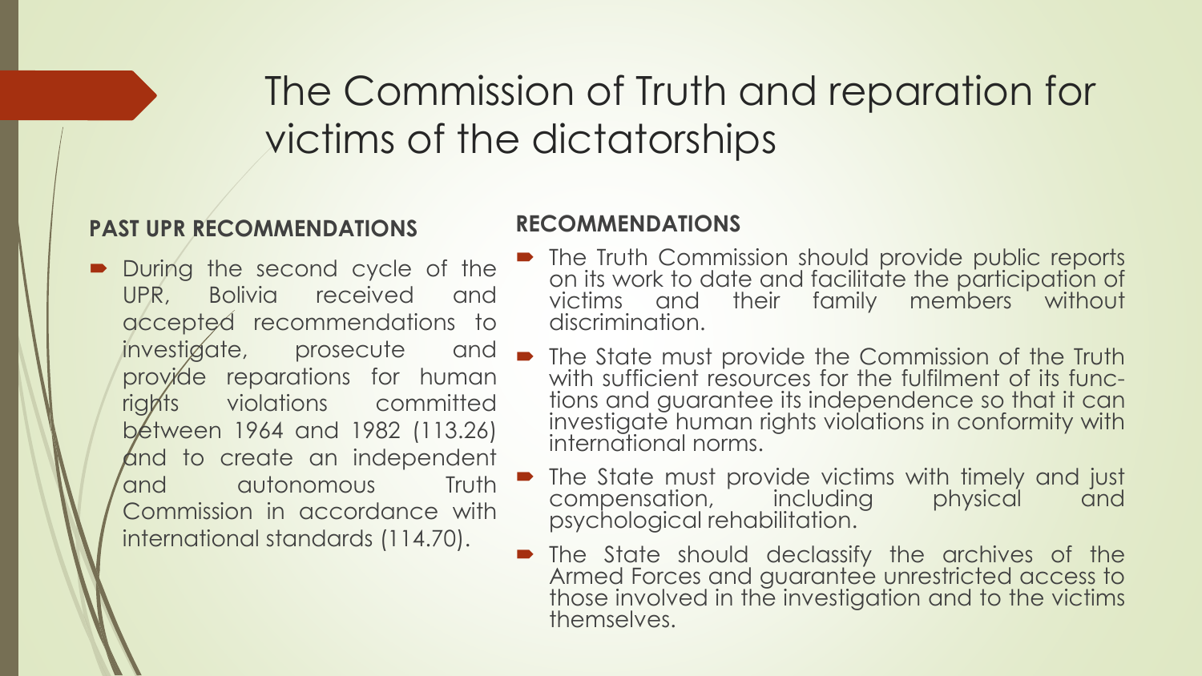# The Commission of Truth and reparation for victims of the dictatorships

**PAST UPR RECOMMENDATIONS**

- During the second cycle of the UPR, Bolivia received and accepted recommendations to investigate, prosecute and provide reparations for human rights violations committed between 1964 and 1982 (113.26) and to create an independent and autonomous Truth Commission in accordance with international standards (114.70).

**RECOMMENDATIONS**

- The Truth Commission should provide public reports on its work to date and facilitate the participation of victims and their family members without discrimination.
- The State must provide the Commission of the Truth with sufficient resources for the fulfilment of its functions and guarantee its independence so that it can investigate human rights violations in conformity with international norms.
- The State must provide victims with timely and just compensation, including physical and psychological rehabilitation.
- The State should declassify the archives of the Armed Forces and guarantee unrestricted access to those involved in the investigation and to the victims themselves.